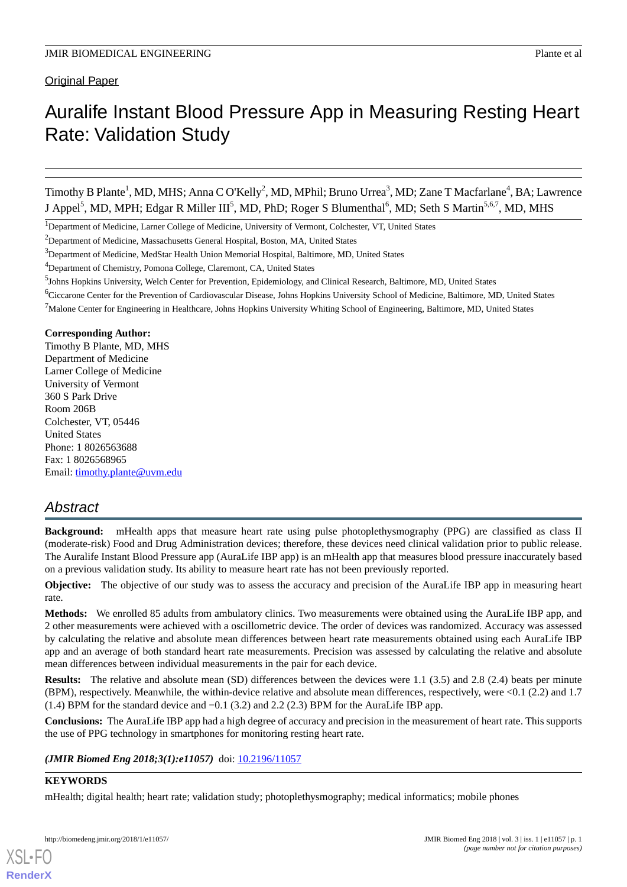Original Paper

# Auralife Instant Blood Pressure App in Measuring Resting Heart Rate: Validation Study

Timothy B Plante[1], MD, MHS; Anna C O'Kelly[2], MD, MPhil; Bruno Urrea[3], MD; Zane T Macfarlane[4], BA; Lawrence J Appel[5], MD, MPH; Edgar R Miller III[5], MD, PhD; Roger S Blumenthal[6], MD; Seth S Martin[5,6,7], MD, MHS

[1]Department of Medicine, Larner College of Medicine, University of Vermont, Colchester, VT, United States

[2]Department of Medicine, Massachusetts General Hospital, Boston, MA, United States

[3]Department of Medicine, MedStar Health Union Memorial Hospital, Baltimore, MD, United States

[4]Department of Chemistry, Pomona College, Claremont, CA, United States

[5]Johns Hopkins University, Welch Center for Prevention, Epidemiology, and Clinical Research, Baltimore, MD, United States

[6]Ciccarone Center for the Prevention of Cardiovascular Disease, Johns Hopkins University School of Medicine, Baltimore, MD, United States

[7]Malone Center for Engineering in Healthcare, Johns Hopkins University Whiting School of Engineering, Baltimore, MD, United States

**Corresponding Author:**
Timothy B Plante, MD, MHS
Department of Medicine
Larner College of Medicine
University of Vermont
360 S Park Drive
Room 206B
Colchester, VT, 05446
United States
Phone: 1 8026563688
Fax: 1 8026568965
Email: timothy.plante@uvm.edu

## Abstract

**Background:** mHealth apps that measure heart rate using pulse photoplethysmography (PPG) are classified as class II (moderate-risk) Food and Drug Administration devices; therefore, these devices need clinical validation prior to public release. The Auralife Instant Blood Pressure app (AuraLife IBP app) is an mHealth app that measures blood pressure inaccurately based on a previous validation study. Its ability to measure heart rate has not been previously reported.

**Objective:** The objective of our study was to assess the accuracy and precision of the AuraLife IBP app in measuring heart rate.

**Methods:** We enrolled 85 adults from ambulatory clinics. Two measurements were obtained using the AuraLife IBP app, and 2 other measurements were achieved with a oscillometric device. The order of devices was randomized. Accuracy was assessed by calculating the relative and absolute mean differences between heart rate measurements obtained using each AuraLife IBP app and an average of both standard heart rate measurements. Precision was assessed by calculating the relative and absolute mean differences between individual measurements in the pair for each device.

**Results:** The relative and absolute mean (SD) differences between the devices were 1.1 (3.5) and 2.8 (2.4) beats per minute (BPM), respectively. Meanwhile, the within-device relative and absolute mean differences, respectively, were <0.1 (2.2) and 1.7 (1.4) BPM for the standard device and −0.1 (3.2) and 2.2 (2.3) BPM for the AuraLife IBP app.

**Conclusions:** The AuraLife IBP app had a high degree of accuracy and precision in the measurement of heart rate. This supports the use of PPG technology in smartphones for monitoring resting heart rate.

***(JMIR Biomed Eng 2018;3(1):e11057)*** doi: 10.2196/11057

**KEYWORDS**

mHealth; digital health; heart rate; validation study; photoplethysmography; medical informatics; mobile phones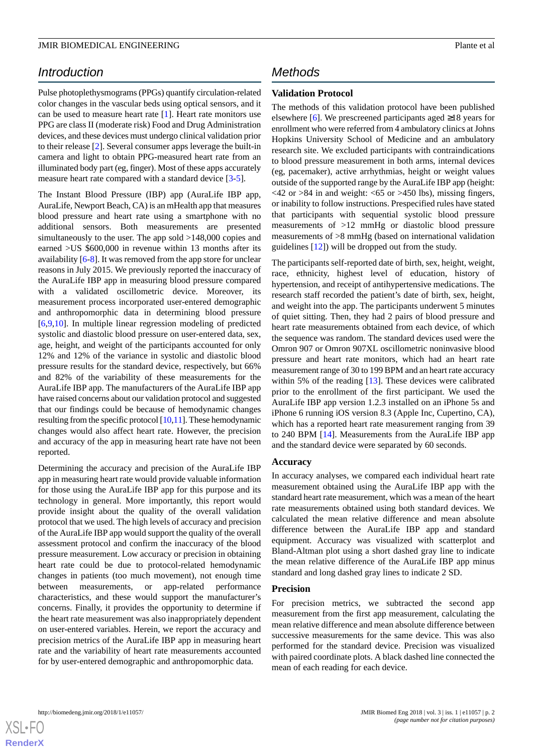## Introduction

Pulse photoplethysmograms (PPGs) quantify circulation-related color changes in the vascular beds using optical sensors, and it can be used to measure heart rate [1]. Heart rate monitors use PPG are class II (moderate risk) Food and Drug Administration devices, and these devices must undergo clinical validation prior to their release [2]. Several consumer apps leverage the built-in camera and light to obtain PPG-measured heart rate from an illuminated body part (eg, finger). Most of these apps accurately measure heart rate compared with a standard device [3-5].

The Instant Blood Pressure (IBP) app (AuraLife IBP app, AuraLife, Newport Beach, CA) is an mHealth app that measures blood pressure and heart rate using a smartphone with no additional sensors. Both measurements are presented simultaneously to the user. The app sold >148,000 copies and earned >US $600,000 in revenue within 13 months after its availability [6-8]. It was removed from the app store for unclear reasons in July 2015. We previously reported the inaccuracy of the AuraLife IBP app in measuring blood pressure compared with a validated oscillometric device. Moreover, its measurement process incorporated user-entered demographic and anthropomorphic data in determining blood pressure [6,9,10]. In multiple linear regression modeling of predicted systolic and diastolic blood pressure on user-entered data, sex, age, height, and weight of the participants accounted for only 12% and 12% of the variance in systolic and diastolic blood pressure results for the standard device, respectively, but 66% and 82% of the variability of these measurements for the AuraLife IBP app. The manufacturers of the AuraLife IBP app have raised concerns about our validation protocol and suggested that our findings could be because of hemodynamic changes resulting from the specific protocol [10,11]. These hemodynamic changes would also affect heart rate. However, the precision and accuracy of the app in measuring heart rate have not been reported.

Determining the accuracy and precision of the AuraLife IBP app in measuring heart rate would provide valuable information for those using the AuraLife IBP app for this purpose and its technology in general. More importantly, this report would provide insight about the quality of the overall validation protocol that we used. The high levels of accuracy and precision of the AuraLife IBP app would support the quality of the overall assessment protocol and confirm the inaccuracy of the blood pressure measurement. Low accuracy or precision in obtaining heart rate could be due to protocol-related hemodynamic changes in patients (too much movement), not enough time between measurements, or app-related performance characteristics, and these would support the manufacturer's concerns. Finally, it provides the opportunity to determine if the heart rate measurement was also inappropriately dependent on user-entered variables. Herein, we report the accuracy and precision metrics of the AuraLife IBP app in measuring heart rate and the variability of heart rate measurements accounted for by user-entered demographic and anthropomorphic data.

## Methods

### Validation Protocol

The methods of this validation protocol have been published elsewhere [6]. We prescreened participants aged ≥18 years for enrollment who were referred from 4 ambulatory clinics at Johns Hopkins University School of Medicine and an ambulatory research site. We excluded participants with contraindications to blood pressure measurement in both arms, internal devices (eg, pacemaker), active arrhythmias, height or weight values outside of the supported range by the AuraLife IBP app (height: <42 or >84 in and weight: <65 or >450 lbs), missing fingers, or inability to follow instructions. Prespecified rules have stated that participants with sequential systolic blood pressure measurements of >12 mmHg or diastolic blood pressure measurements of >8 mmHg (based on international validation guidelines [12]) will be dropped out from the study.

The participants self-reported date of birth, sex, height, weight, race, ethnicity, highest level of education, history of hypertension, and receipt of antihypertensive medications. The research staff recorded the patient's date of birth, sex, height, and weight into the app. The participants underwent 5 minutes of quiet sitting. Then, they had 2 pairs of blood pressure and heart rate measurements obtained from each device, of which the sequence was random. The standard devices used were the Omron 907 or Omron 907XL oscillometric noninvasive blood pressure and heart rate monitors, which had an heart rate measurement range of 30 to 199 BPM and an heart rate accuracy within 5% of the reading [13]. These devices were calibrated prior to the enrollment of the first participant. We used the AuraLife IBP app version 1.2.3 installed on an iPhone 5s and iPhone 6 running iOS version 8.3 (Apple Inc, Cupertino, CA), which has a reported heart rate measurement ranging from 39 to 240 BPM [14]. Measurements from the AuraLife IBP app and the standard device were separated by 60 seconds.

### Accuracy

In accuracy analyses, we compared each individual heart rate measurement obtained using the AuraLife IBP app with the standard heart rate measurement, which was a mean of the heart rate measurements obtained using both standard devices. We calculated the mean relative difference and mean absolute difference between the AuraLife IBP app and standard equipment. Accuracy was visualized with scatterplot and Bland-Altman plot using a short dashed gray line to indicate the mean relative difference of the AuraLife IBP app minus standard and long dashed gray lines to indicate 2 SD.

### Precision

For precision metrics, we subtracted the second app measurement from the first app measurement, calculating the mean relative difference and mean absolute difference between successive measurements for the same device. This was also performed for the standard device. Precision was visualized with paired coordinate plots. A black dashed line connected the mean of each reading for each device.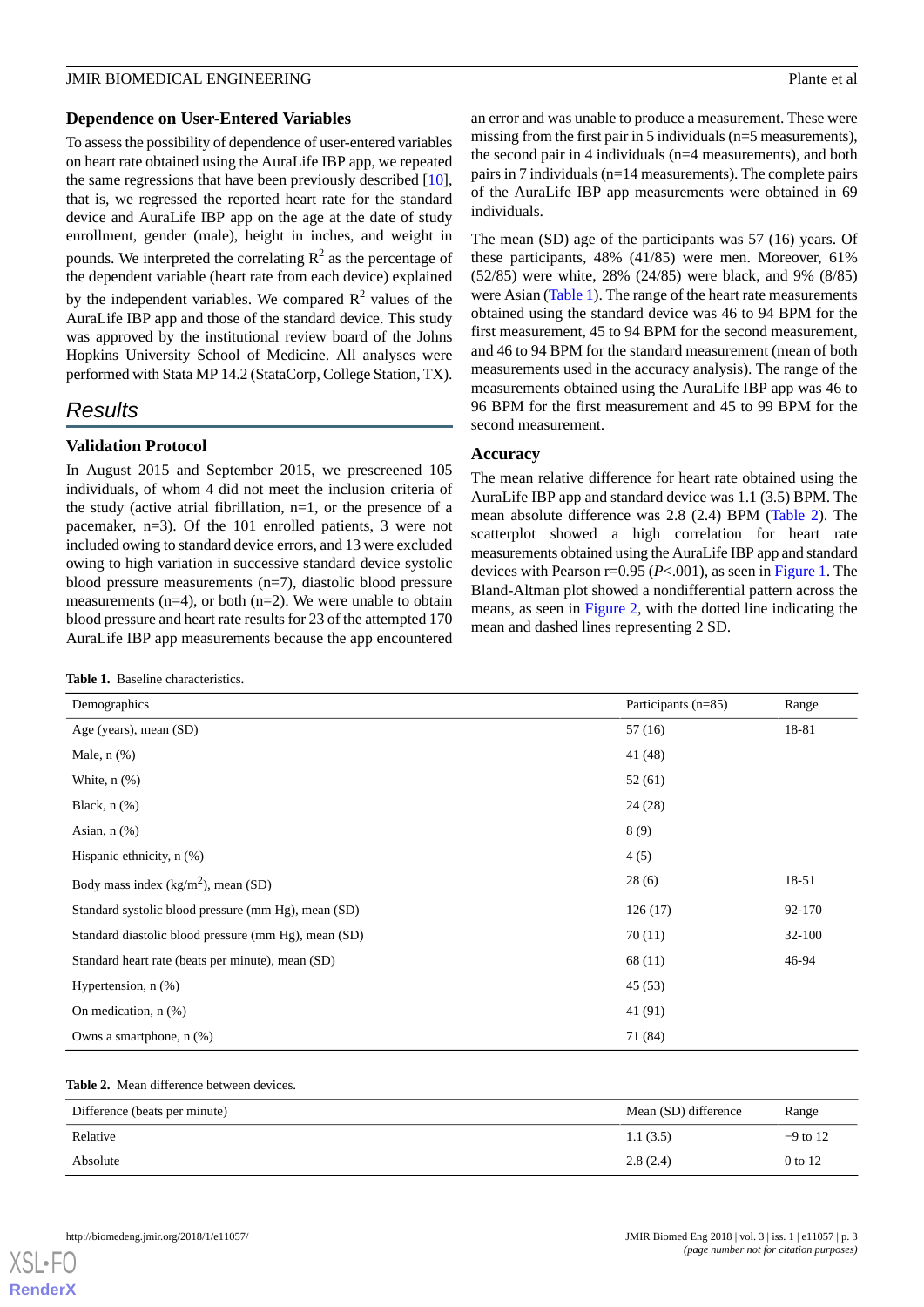### Dependence on User-Entered Variables

To assess the possibility of dependence of user-entered variables on heart rate obtained using the AuraLife IBP app, we repeated the same regressions that have been previously described [10], that is, we regressed the reported heart rate for the standard device and AuraLife IBP app on the age at the date of study enrollment, gender (male), height in inches, and weight in pounds. We interpreted the correlating $R^2$ as the percentage of the dependent variable (heart rate from each device) explained by the independent variables. We compared $R^2$ values of the AuraLife IBP app and those of the standard device. This study was approved by the institutional review board of the Johns Hopkins University School of Medicine. All analyses were performed with Stata MP 14.2 (StataCorp, College Station, TX).

## Results

### Validation Protocol

In August 2015 and September 2015, we prescreened 105 individuals, of whom 4 did not meet the inclusion criteria of the study (active atrial fibrillation, n=1, or the presence of a pacemaker, n=3). Of the 101 enrolled patients, 3 were not included owing to standard device errors, and 13 were excluded owing to high variation in successive standard device systolic blood pressure measurements (n=7), diastolic blood pressure measurements (n=4), or both (n=2). We were unable to obtain blood pressure and heart rate results for 23 of the attempted 170 AuraLife IBP app measurements because the app encountered an error and was unable to produce a measurement. These were missing from the first pair in 5 individuals (n=5 measurements), the second pair in 4 individuals (n=4 measurements), and both pairs in 7 individuals (n=14 measurements). The complete pairs of the AuraLife IBP app measurements were obtained in 69 individuals.

The mean (SD) age of the participants was 57 (16) years. Of these participants, 48% (41/85) were men. Moreover, 61% (52/85) were white, 28% (24/85) were black, and 9% (8/85) were Asian (Table 1). The range of the heart rate measurements obtained using the standard device was 46 to 94 BPM for the first measurement, 45 to 94 BPM for the second measurement, and 46 to 94 BPM for the standard measurement (mean of both measurements used in the accuracy analysis). The range of the measurements obtained using the AuraLife IBP app was 46 to 96 BPM for the first measurement and 45 to 99 BPM for the second measurement.

### Accuracy

The mean relative difference for heart rate obtained using the AuraLife IBP app and standard device was 1.1 (3.5) BPM. The mean absolute difference was 2.8 (2.4) BPM (Table 2). The scatterplot showed a high correlation for heart rate measurements obtained using the AuraLife IBP app and standard devices with Pearson r=0.95 (*P*<.001), as seen in Figure 1. The Bland-Altman plot showed a nondifferential pattern across the means, as seen in Figure 2, with the dotted line indicating the mean and dashed lines representing 2 SD.

**Table 1.** Baseline characteristics.

| Demographics | Participants (n=85) | Range |
|---|---|---|
| Age (years), mean (SD) | 57 (16) | 18-81 |
| Male, n (%) | 41 (48) | |
| White, n (%) | 52 (61) | |
| Black, n (%) | 24 (28) | |
| Asian, n (%) | 8 (9) | |
| Hispanic ethnicity, n (%) | 4 (5) | |
| Body mass index (kg/$m^2$), mean (SD) | 28 (6) | 18-51 |
| Standard systolic blood pressure (mm Hg), mean (SD) | 126 (17) | 92-170 |
| Standard diastolic blood pressure (mm Hg), mean (SD) | 70 (11) | 32-100 |
| Standard heart rate (beats per minute), mean (SD) | 68 (11) | 46-94 |
| Hypertension, n (%) | 45 (53) | |
| On medication, n (%) | 41 (91) | |
| Owns a smartphone, n (%) | 71 (84) | |

**Table 2.** Mean difference between devices.

| Difference (beats per minute) | Mean (SD) difference | Range |
|---|---|---|
| Relative | 1.1 (3.5) | −9 to 12 |
| Absolute | 2.8 (2.4) | 0 to 12 |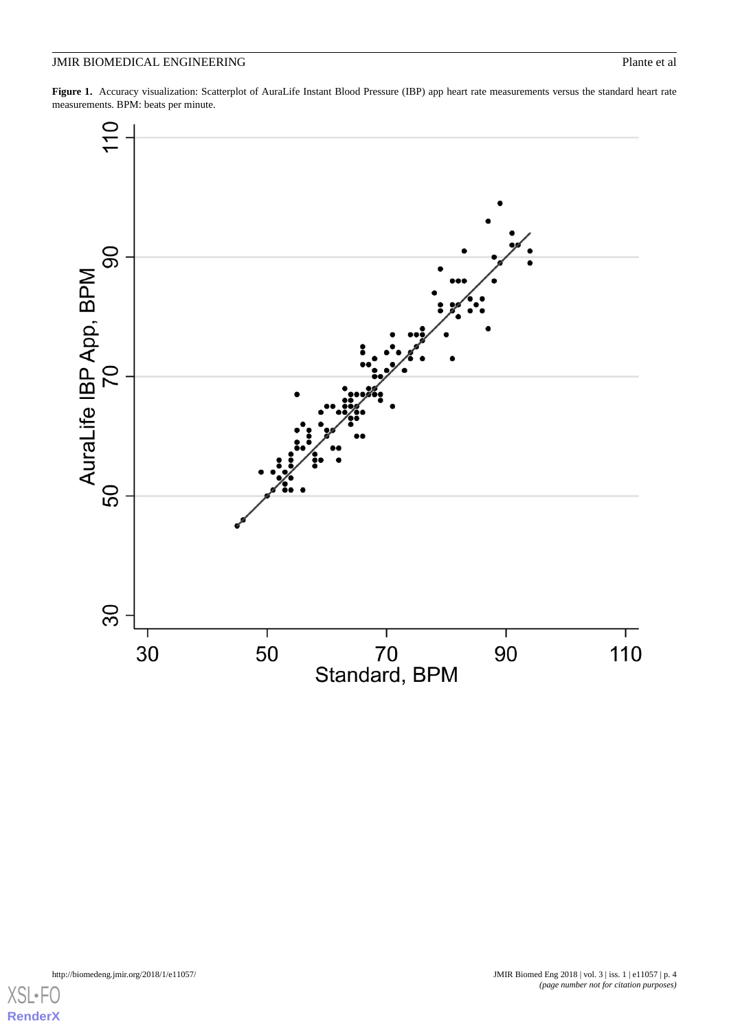**Figure 1.** Accuracy visualization: Scatterplot of AuraLife Instant Blood Pressure (IBP) app heart rate measurements versus the standard heart rate measurements. BPM: beats per minute.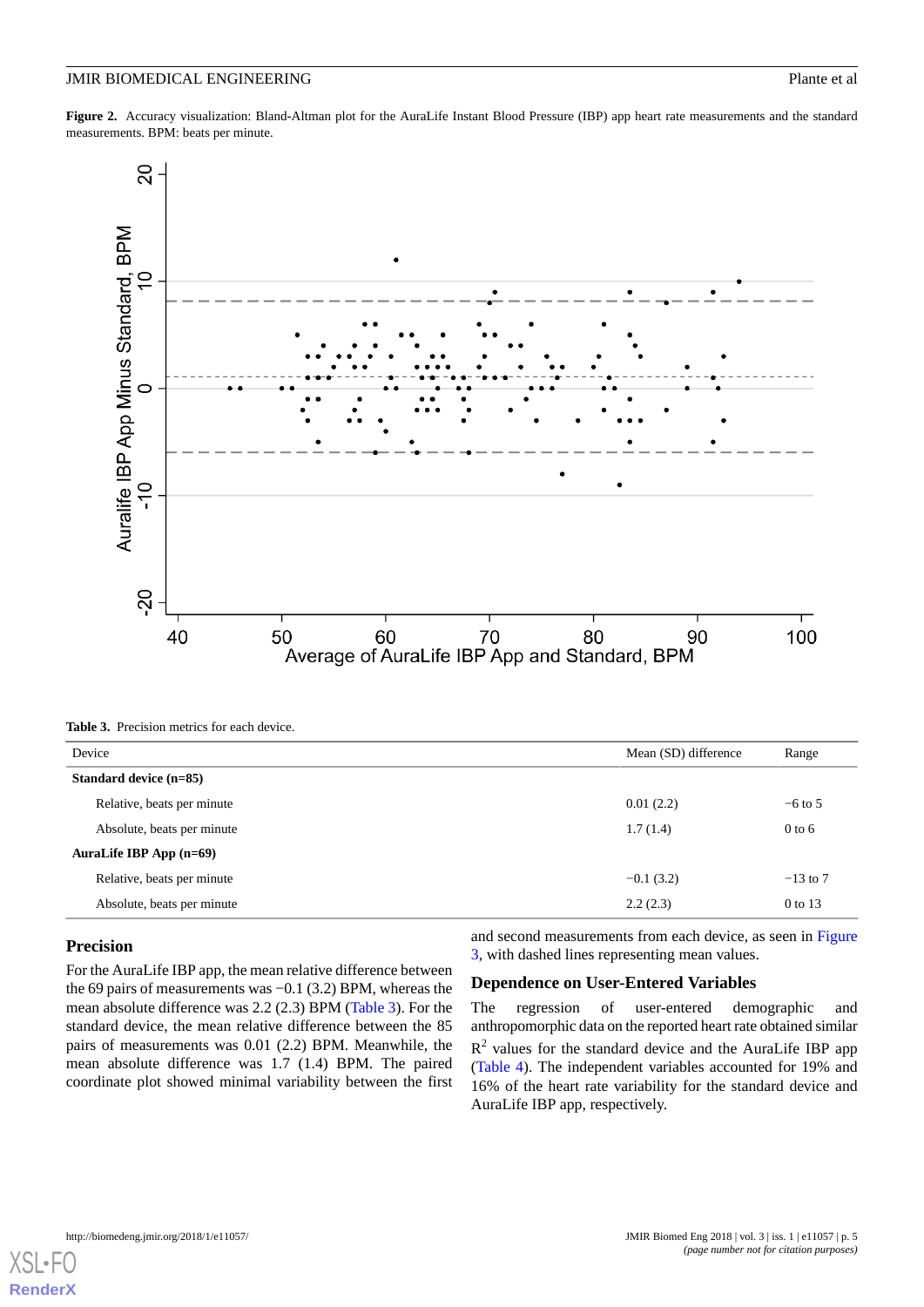**Figure 2.** Accuracy visualization: Bland-Altman plot for the AuraLife Instant Blood Pressure (IBP) app heart rate measurements and the standard measurements. BPM: beats per minute.

**Table 3.** Precision metrics for each device.

| Device | Mean (SD) difference | Range |
|---|---|---|
| **Standard device (n=85)** | | |
| Relative, beats per minute | 0.01 (2.2) | −6 to 5 |
| Absolute, beats per minute | 1.7 (1.4) | 0 to 6 |
| **AuraLife IBP App (n=69)** | | |
| Relative, beats per minute | −0.1 (3.2) | −13 to 7 |
| Absolute, beats per minute | 2.2 (2.3) | 0 to 13 |

## Precision

For the AuraLife IBP app, the mean relative difference between the 69 pairs of measurements was −0.1 (3.2) BPM, whereas the mean absolute difference was 2.2 (2.3) BPM (Table 3). For the standard device, the mean relative difference between the 85 pairs of measurements was 0.01 (2.2) BPM. Meanwhile, the mean absolute difference was 1.7 (1.4) BPM. The paired coordinate plot showed minimal variability between the first and second measurements from each device, as seen in Figure 3, with dashed lines representing mean values.

## Dependence on User-Entered Variables

The regression of user-entered demographic and anthropomorphic data on the reported heart rate obtained similar $R^2$ values for the standard device and the AuraLife IBP app (Table 4). The independent variables accounted for 19% and 16% of the heart rate variability for the standard device and AuraLife IBP app, respectively.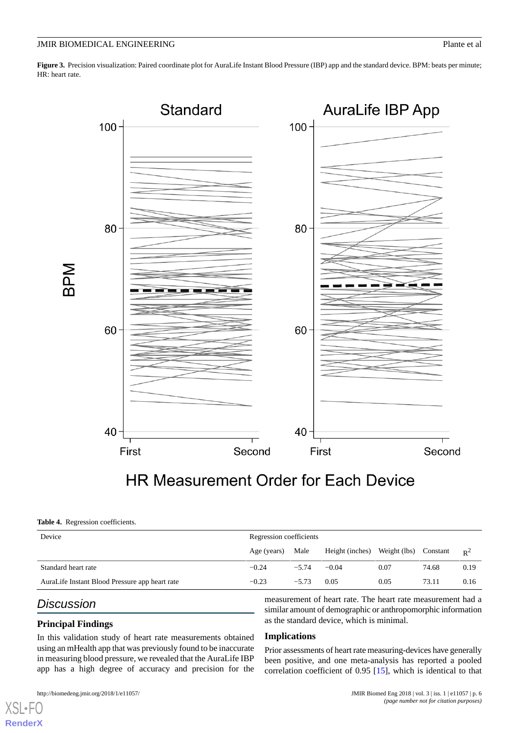**Figure 3.** Precision visualization: Paired coordinate plot for AuraLife Instant Blood Pressure (IBP) app and the standard device. BPM: beats per minute; HR: heart rate.

**Table 4.** Regression coefficients.

| Device | Regression coefficients | | | | | |
|---|---|---|---|---|---|---|
| | Age (years) | Male | Height (inches) | Weight (lbs) | Constant | $R^2$ |
| Standard heart rate | −0.24 | −5.74 | −0.04 | 0.07 | 74.68 | 0.19 |
| AuraLife Instant Blood Pressure app heart rate | −0.23 | −5.73 | 0.05 | 0.05 | 73.11 | 0.16 |

## Discussion

### Principal Findings

In this validation study of heart rate measurements obtained using an mHealth app that was previously found to be inaccurate in measuring blood pressure, we revealed that the AuraLife IBP app has a high degree of accuracy and precision for the measurement of heart rate. The heart rate measurement had a similar amount of demographic or anthropomorphic information as the standard device, which is minimal.

### Implications

Prior assessments of heart rate measuring-devices have generally been positive, and one meta-analysis has reported a pooled correlation coefficient of 0.95 [15], which is identical to that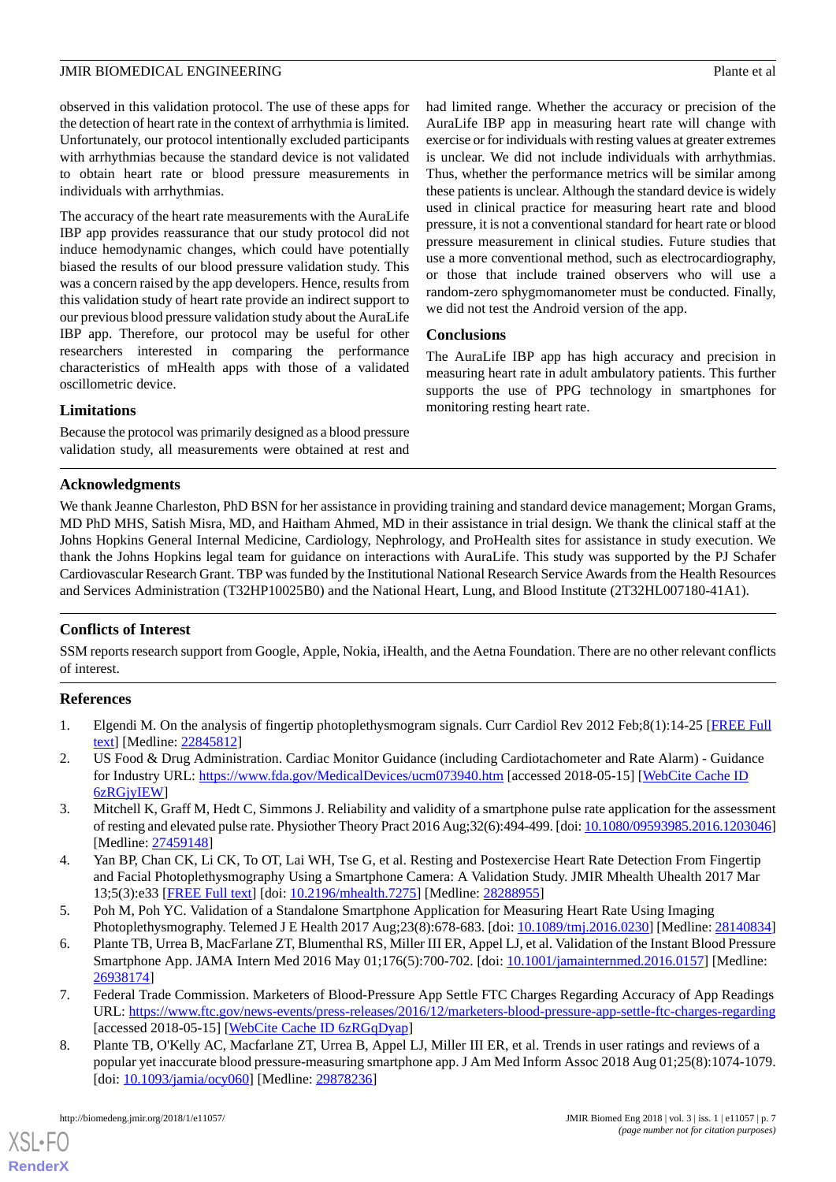observed in this validation protocol. The use of these apps for the detection of heart rate in the context of arrhythmia is limited. Unfortunately, our protocol intentionally excluded participants with arrhythmias because the standard device is not validated to obtain heart rate or blood pressure measurements in individuals with arrhythmias.

The accuracy of the heart rate measurements with the AuraLife IBP app provides reassurance that our study protocol did not induce hemodynamic changes, which could have potentially biased the results of our blood pressure validation study. This was a concern raised by the app developers. Hence, results from this validation study of heart rate provide an indirect support to our previous blood pressure validation study about the AuraLife IBP app. Therefore, our protocol may be useful for other researchers interested in comparing the performance characteristics of mHealth apps with those of a validated oscillometric device.

### Limitations

Because the protocol was primarily designed as a blood pressure validation study, all measurements were obtained at rest and had limited range. Whether the accuracy or precision of the AuraLife IBP app in measuring heart rate will change with exercise or for individuals with resting values at greater extremes is unclear. We did not include individuals with arrhythmias. Thus, whether the performance metrics will be similar among these patients is unclear. Although the standard device is widely used in clinical practice for measuring heart rate and blood pressure, it is not a conventional standard for heart rate or blood pressure measurement in clinical studies. Future studies that use a more conventional method, such as electrocardiography, or those that include trained observers who will use a random-zero sphygmomanometer must be conducted. Finally, we did not test the Android version of the app.

### Conclusions

The AuraLife IBP app has high accuracy and precision in measuring heart rate in adult ambulatory patients. This further supports the use of PPG technology in smartphones for monitoring resting heart rate.

## Acknowledgments

We thank Jeanne Charleston, PhD BSN for her assistance in providing training and standard device management; Morgan Grams, MD PhD MHS, Satish Misra, MD, and Haitham Ahmed, MD in their assistance in trial design. We thank the clinical staff at the Johns Hopkins General Internal Medicine, Cardiology, Nephrology, and ProHealth sites for assistance in study execution. We thank the Johns Hopkins legal team for guidance on interactions with AuraLife. This study was supported by the PJ Schafer Cardiovascular Research Grant. TBP was funded by the Institutional National Research Service Awards from the Health Resources and Services Administration (T32HP10025B0) and the National Heart, Lung, and Blood Institute (2T32HL007180-41A1).

## Conflicts of Interest

SSM reports research support from Google, Apple, Nokia, iHealth, and the Aetna Foundation. There are no other relevant conflicts of interest.

## References

1. Elgendi M. On the analysis of fingertip photoplethysmogram signals. Curr Cardiol Rev 2012 Feb;8(1):14-25 [FREE Full text] [Medline: 22845812]
2. US Food & Drug Administration. Cardiac Monitor Guidance (including Cardiotachometer and Rate Alarm) - Guidance for Industry URL: https://www.fda.gov/MedicalDevices/ucm073940.htm [accessed 2018-05-15] [WebCite Cache ID 6zRGjyIEW]
3. Mitchell K, Graff M, Hedt C, Simmons J. Reliability and validity of a smartphone pulse rate application for the assessment of resting and elevated pulse rate. Physiother Theory Pract 2016 Aug;32(6):494-499. [doi: 10.1080/09593985.2016.1203046] [Medline: 27459148]
4. Yan BP, Chan CK, Li CK, To OT, Lai WH, Tse G, et al. Resting and Postexercise Heart Rate Detection From Fingertip and Facial Photoplethysmography Using a Smartphone Camera: A Validation Study. JMIR Mhealth Uhealth 2017 Mar 13;5(3):e33 [FREE Full text] [doi: 10.2196/mhealth.7275] [Medline: 28288955]
5. Poh M, Poh YC. Validation of a Standalone Smartphone Application for Measuring Heart Rate Using Imaging Photoplethysmography. Telemed J E Health 2017 Aug;23(8):678-683. [doi: 10.1089/tmj.2016.0230] [Medline: 28140834]
6. Plante TB, Urrea B, MacFarlane ZT, Blumenthal RS, Miller III ER, Appel LJ, et al. Validation of the Instant Blood Pressure Smartphone App. JAMA Intern Med 2016 May 01;176(5):700-702. [doi: 10.1001/jamainternmed.2016.0157] [Medline: 26938174]
7. Federal Trade Commission. Marketers of Blood-Pressure App Settle FTC Charges Regarding Accuracy of App Readings URL: https://www.ftc.gov/news-events/press-releases/2016/12/marketers-blood-pressure-app-settle-ftc-charges-regarding [accessed 2018-05-15] [WebCite Cache ID 6zRGqDyap]
8. Plante TB, O'Kelly AC, Macfarlane ZT, Urrea B, Appel LJ, Miller III ER, et al. Trends in user ratings and reviews of a popular yet inaccurate blood pressure-measuring smartphone app. J Am Med Inform Assoc 2018 Aug 01;25(8):1074-1079. [doi: 10.1093/jamia/ocy060] [Medline: 29878236]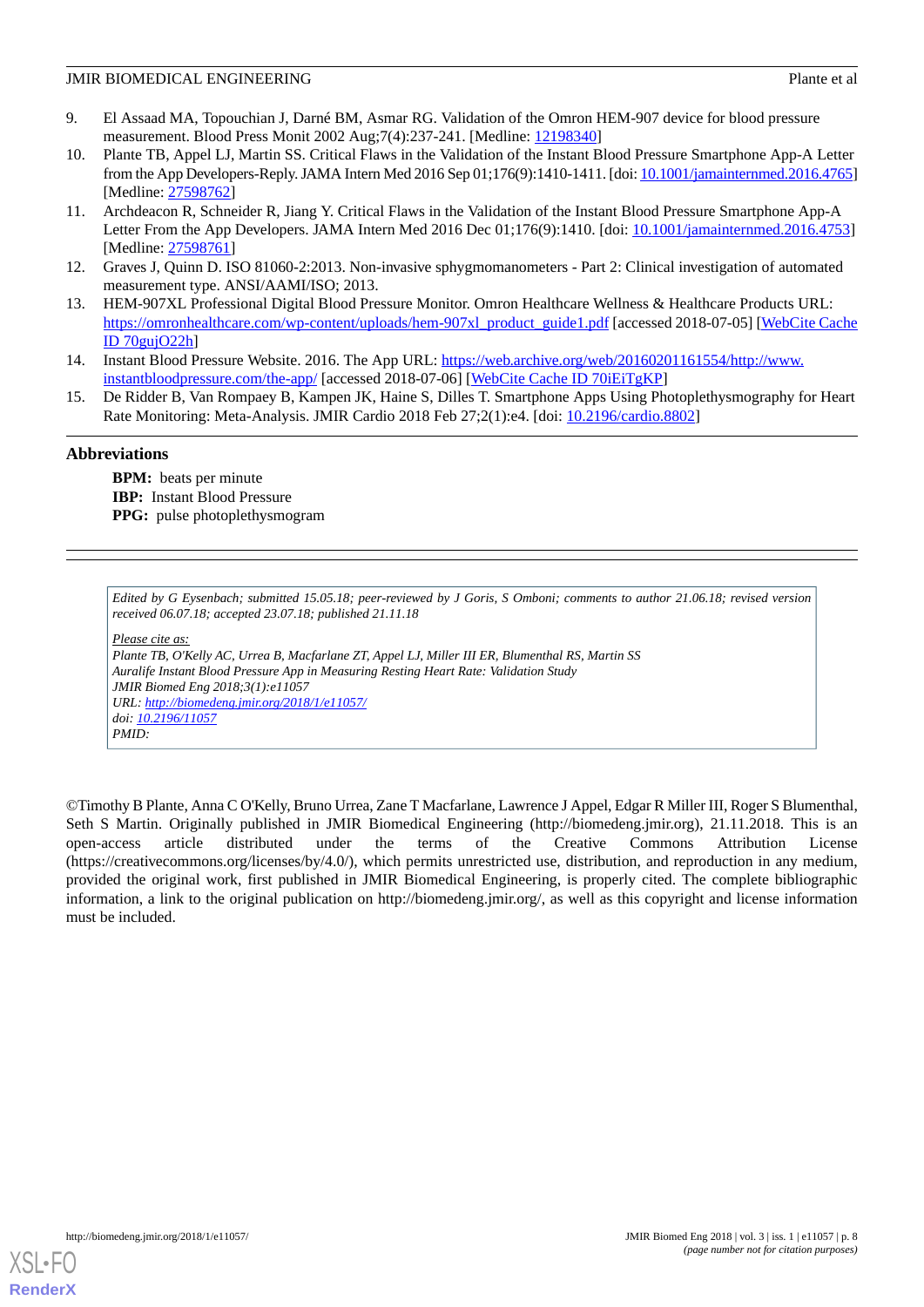9. El Assaad MA, Topouchian J, Darné BM, Asmar RG. Validation of the Omron HEM-907 device for blood pressure measurement. Blood Press Monit 2002 Aug;7(4):237-241. [Medline: 12198340]
10. Plante TB, Appel LJ, Martin SS. Critical Flaws in the Validation of the Instant Blood Pressure Smartphone App-A Letter from the App Developers-Reply. JAMA Intern Med 2016 Sep 01;176(9):1410-1411. [doi: 10.1001/jamainternmed.2016.4765] [Medline: 27598762]
11. Archdeacon R, Schneider R, Jiang Y. Critical Flaws in the Validation of the Instant Blood Pressure Smartphone App-A Letter From the App Developers. JAMA Intern Med 2016 Dec 01;176(9):1410. [doi: 10.1001/jamainternmed.2016.4753] [Medline: 27598761]
12. Graves J, Quinn D. ISO 81060-2:2013. Non-invasive sphygmomanometers - Part 2: Clinical investigation of automated measurement type. ANSI/AAMI/ISO; 2013.
13. HEM-907XL Professional Digital Blood Pressure Monitor. Omron Healthcare Wellness & Healthcare Products URL: https://omronhealthcare.com/wp-content/uploads/hem-907xl_product_guide1.pdf [accessed 2018-07-05] [WebCite Cache ID 70gujO22h]
14. Instant Blood Pressure Website. 2016. The App URL: https://web.archive.org/web/20160201161554/http://www.instantbloodpressure.com/the-app/ [accessed 2018-07-06] [WebCite Cache ID 70iEiTgKP]
15. De Ridder B, Van Rompaey B, Kampen JK, Haine S, Dilles T. Smartphone Apps Using Photoplethysmography for Heart Rate Monitoring: Meta-Analysis. JMIR Cardio 2018 Feb 27;2(1):e4. [doi: 10.2196/cardio.8802]

## Abbreviations

**BPM:** beats per minute
**IBP:** Instant Blood Pressure
**PPG:** pulse photoplethysmogram

*Edited by G Eysenbach; submitted 15.05.18; peer-reviewed by J Goris, S Omboni; comments to author 21.06.18; revised version received 06.07.18; accepted 23.07.18; published 21.11.18*

*Please cite as:*
*Plante TB, O'Kelly AC, Urrea B, Macfarlane ZT, Appel LJ, Miller III ER, Blumenthal RS, Martin SS*
*Auralife Instant Blood Pressure App in Measuring Resting Heart Rate: Validation Study*
*JMIR Biomed Eng 2018;3(1):e11057*
*URL: http://biomedeng.jmir.org/2018/1/e11057/*
*doi: 10.2196/11057*
*PMID:*

©Timothy B Plante, Anna C O'Kelly, Bruno Urrea, Zane T Macfarlane, Lawrence J Appel, Edgar R Miller III, Roger S Blumenthal, Seth S Martin. Originally published in JMIR Biomedical Engineering (http://biomedeng.jmir.org), 21.11.2018. This is an open-access article distributed under the terms of the Creative Commons Attribution License (https://creativecommons.org/licenses/by/4.0/), which permits unrestricted use, distribution, and reproduction in any medium, provided the original work, first published in JMIR Biomedical Engineering, is properly cited. The complete bibliographic information, a link to the original publication on http://biomedeng.jmir.org/, as well as this copyright and license information must be included.